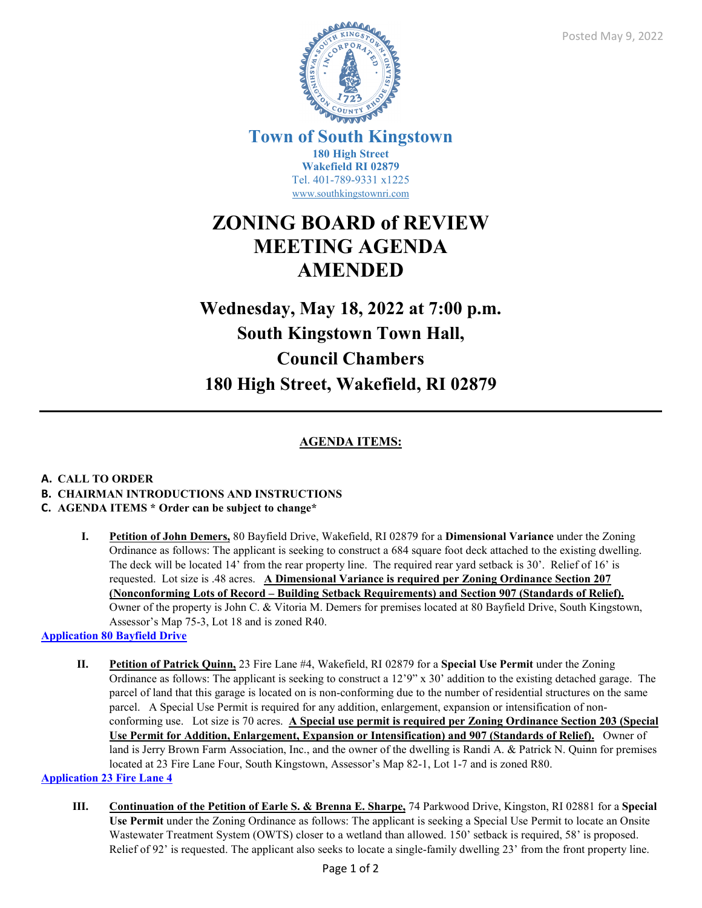Posted May 9, 2022

**Town of South Kingstown**
**180 High Street**
**Wakefield RI 02879**
Tel. 401-789-9331 x1225
www.southkingstownri.com

# ZONING BOARD of REVIEW MEETING AGENDA AMENDED

## Wednesday, May 18, 2022 at 7:00 p.m.
## South Kingstown Town Hall,
## Council Chambers
## 180 High Street, Wakefield, RI 02879

---

**AGENDA ITEMS:**

**A. CALL TO ORDER**
**B. CHAIRMAN INTRODUCTIONS AND INSTRUCTIONS**
**C. AGENDA ITEMS * Order can be subject to change***

**I.** **Petition of John Demers,** 80 Bayfield Drive, Wakefield, RI 02879 for a **Dimensional Variance** under the Zoning Ordinance as follows: The applicant is seeking to construct a 684 square foot deck attached to the existing dwelling. The deck will be located 14' from the rear property line. The required rear yard setback is 30'. Relief of 16' is requested. Lot size is .48 acres. **A Dimensional Variance is required per Zoning Ordinance Section 207 (Nonconforming Lots of Record – Building Setback Requirements) and Section 907 (Standards of Relief).** Owner of the property is John C. & Vitoria M. Demers for premises located at 80 Bayfield Drive, South Kingstown, Assessor's Map 75-3, Lot 18 and is zoned R40.

**Application 80 Bayfield Drive**

**II.** **Petition of Patrick Quinn,** 23 Fire Lane #4, Wakefield, RI 02879 for a **Special Use Permit** under the Zoning Ordinance as follows: The applicant is seeking to construct a 12'9" x 30' addition to the existing detached garage. The parcel of land that this garage is located on is non-conforming due to the number of residential structures on the same parcel. A Special Use Permit is required for any addition, enlargement, expansion or intensification of non-conforming use. Lot size is 70 acres. **A Special use permit is required per Zoning Ordinance Section 203 (Special Use Permit for Addition, Enlargement, Expansion or Intensification) and 907 (Standards of Relief).** Owner of land is Jerry Brown Farm Association, Inc., and the owner of the dwelling is Randi A. & Patrick N. Quinn for premises located at 23 Fire Lane Four, South Kingstown, Assessor's Map 82-1, Lot 1-7 and is zoned R80.

**Application 23 Fire Lane 4**

**III.** **Continuation of the Petition of Earle S. & Brenna E. Sharpe,** 74 Parkwood Drive, Kingston, RI 02881 for a **Special Use Permit** under the Zoning Ordinance as follows: The applicant is seeking a Special Use Permit to locate an Onsite Wastewater Treatment System (OWTS) closer to a wetland than allowed. 150' setback is required, 58' is proposed. Relief of 92' is requested. The applicant also seeks to locate a single-family dwelling 23' from the front property line.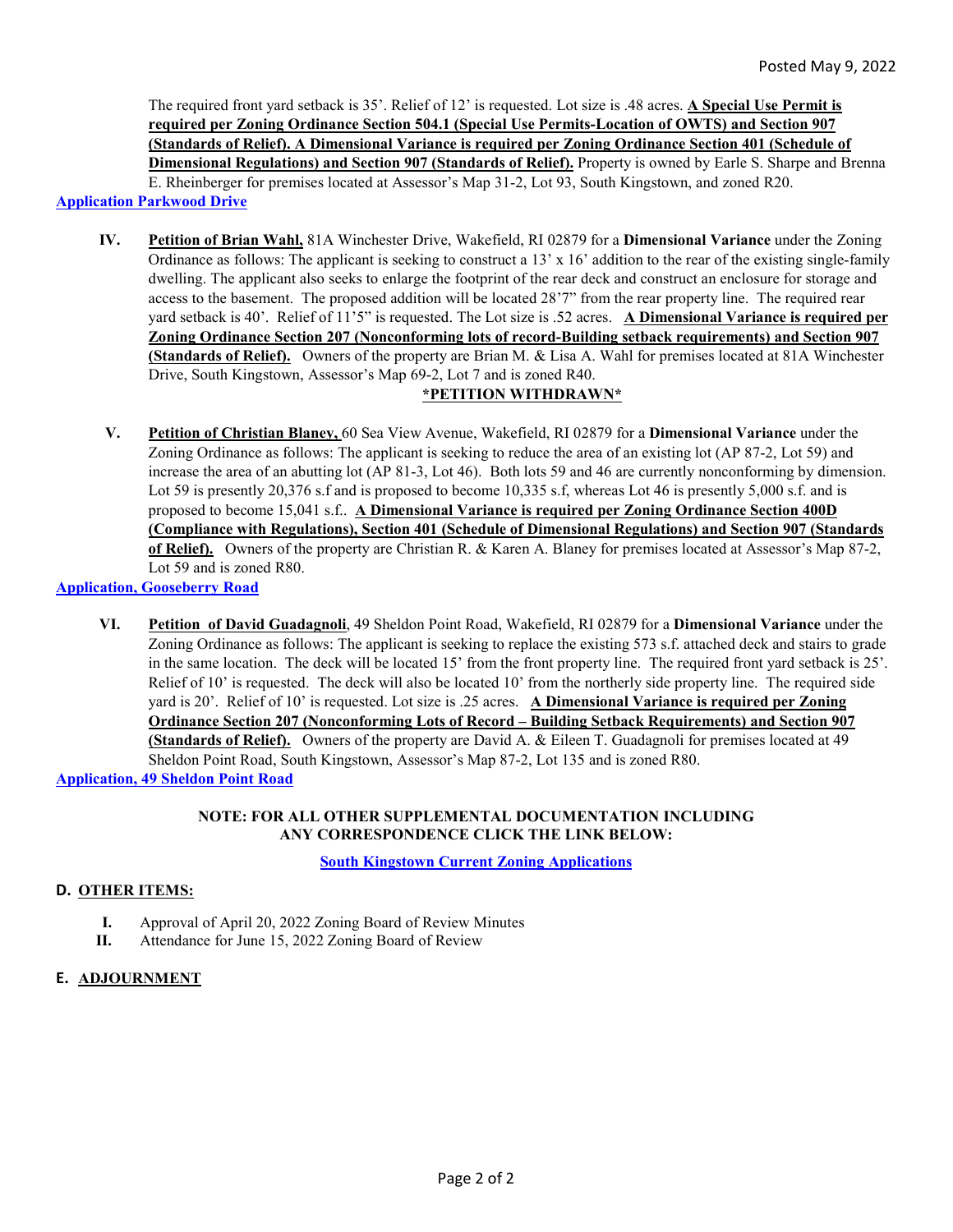The required front yard setback is 35'. Relief of 12' is requested. Lot size is .48 acres. **A Special Use Permit is required per Zoning Ordinance Section 504.1 (Special Use Permits-Location of OWTS) and Section 907 (Standards of Relief). A Dimensional Variance is required per Zoning Ordinance Section 401 (Schedule of Dimensional Regulations) and Section 907 (Standards of Relief).** Property is owned by Earle S. Sharpe and Brenna E. Rheinberger for premises located at Assessor's Map 31-2, Lot 93, South Kingstown, and zoned R20.

Application Parkwood Drive

**IV.** **Petition of Brian Wahl,** 81A Winchester Drive, Wakefield, RI 02879 for a **Dimensional Variance** under the Zoning Ordinance as follows: The applicant is seeking to construct a 13' x 16' addition to the rear of the existing single-family dwelling. The applicant also seeks to enlarge the footprint of the rear deck and construct an enclosure for storage and access to the basement. The proposed addition will be located 28'7" from the rear property line. The required rear yard setback is 40'. Relief of 11'5" is requested. The Lot size is .52 acres. **A Dimensional Variance is required per Zoning Ordinance Section 207 (Nonconforming lots of record-Building setback requirements) and Section 907 (Standards of Relief).** Owners of the property are Brian M. & Lisa A. Wahl for premises located at 81A Winchester Drive, South Kingstown, Assessor's Map 69-2, Lot 7 and is zoned R40.

**\*PETITION WITHDRAWN\***

**V.** **Petition of Christian Blaney,** 60 Sea View Avenue, Wakefield, RI 02879 for a **Dimensional Variance** under the Zoning Ordinance as follows: The applicant is seeking to reduce the area of an existing lot (AP 87-2, Lot 59) and increase the area of an abutting lot (AP 81-3, Lot 46). Both lots 59 and 46 are currently nonconforming by dimension. Lot 59 is presently 20,376 s.f and is proposed to become 10,335 s.f, whereas Lot 46 is presently 5,000 s.f. and is proposed to become 15,041 s.f.. **A Dimensional Variance is required per Zoning Ordinance Section 400D (Compliance with Regulations), Section 401 (Schedule of Dimensional Regulations) and Section 907 (Standards of Relief).** Owners of the property are Christian R. & Karen A. Blaney for premises located at Assessor's Map 87-2, Lot 59 and is zoned R80.

Application, Gooseberry Road

**VI.** **Petition of David Guadagnoli**, 49 Sheldon Point Road, Wakefield, RI 02879 for a **Dimensional Variance** under the Zoning Ordinance as follows: The applicant is seeking to replace the existing 573 s.f. attached deck and stairs to grade in the same location. The deck will be located 15' from the front property line. The required front yard setback is 25'. Relief of 10' is requested. The deck will also be located 10' from the northerly side property line. The required side yard is 20'. Relief of 10' is requested. Lot size is .25 acres. **A Dimensional Variance is required per Zoning Ordinance Section 207 (Nonconforming Lots of Record – Building Setback Requirements) and Section 907 (Standards of Relief).** Owners of the property are David A. & Eileen T. Guadagnoli for premises located at 49 Sheldon Point Road, South Kingstown, Assessor's Map 87-2, Lot 135 and is zoned R80.

Application, 49 Sheldon Point Road

**NOTE: FOR ALL OTHER SUPPLEMENTAL DOCUMENTATION INCLUDING ANY CORRESPONDENCE CLICK THE LINK BELOW:**

South Kingstown Current Zoning Applications

## D. OTHER ITEMS:

**I.** Approval of April 20, 2022 Zoning Board of Review Minutes
**II.** Attendance for June 15, 2022 Zoning Board of Review

## E. ADJOURNMENT